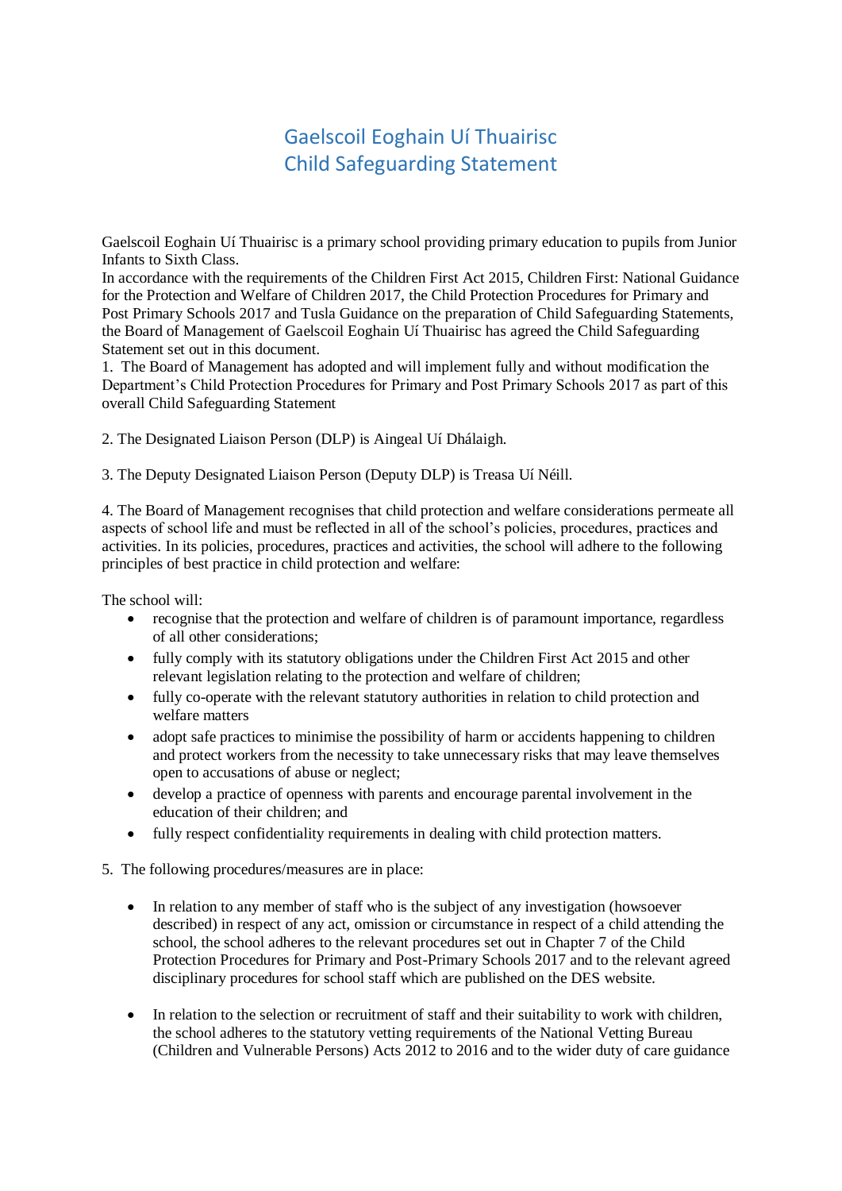# Gaelscoil Eoghain Uí Thuairisc
# Child Safeguarding Statement

Gaelscoil Eoghain Uí Thuairisc is a primary school providing primary education to pupils from Junior Infants to Sixth Class.

In accordance with the requirements of the Children First Act 2015, Children First: National Guidance for the Protection and Welfare of Children 2017, the Child Protection Procedures for Primary and Post Primary Schools 2017 and Tusla Guidance on the preparation of Child Safeguarding Statements, the Board of Management of Gaelscoil Eoghain Uí Thuairisc has agreed the Child Safeguarding Statement set out in this document.

1. The Board of Management has adopted and will implement fully and without modification the Department's Child Protection Procedures for Primary and Post Primary Schools 2017 as part of this overall Child Safeguarding Statement

2. The Designated Liaison Person (DLP) is Aingeal Uí Dhálaigh.

3. The Deputy Designated Liaison Person (Deputy DLP) is Treasa Uí Néill.

4. The Board of Management recognises that child protection and welfare considerations permeate all aspects of school life and must be reflected in all of the school's policies, procedures, practices and activities. In its policies, procedures, practices and activities, the school will adhere to the following principles of best practice in child protection and welfare:

The school will:

- recognise that the protection and welfare of children is of paramount importance, regardless of all other considerations;
- fully comply with its statutory obligations under the Children First Act 2015 and other relevant legislation relating to the protection and welfare of children;
- fully co-operate with the relevant statutory authorities in relation to child protection and welfare matters
- adopt safe practices to minimise the possibility of harm or accidents happening to children and protect workers from the necessity to take unnecessary risks that may leave themselves open to accusations of abuse or neglect;
- develop a practice of openness with parents and encourage parental involvement in the education of their children; and
- fully respect confidentiality requirements in dealing with child protection matters.

5. The following procedures/measures are in place:

- In relation to any member of staff who is the subject of any investigation (howsoever described) in respect of any act, omission or circumstance in respect of a child attending the school, the school adheres to the relevant procedures set out in Chapter 7 of the Child Protection Procedures for Primary and Post-Primary Schools 2017 and to the relevant agreed disciplinary procedures for school staff which are published on the DES website.

- In relation to the selection or recruitment of staff and their suitability to work with children, the school adheres to the statutory vetting requirements of the National Vetting Bureau (Children and Vulnerable Persons) Acts 2012 to 2016 and to the wider duty of care guidance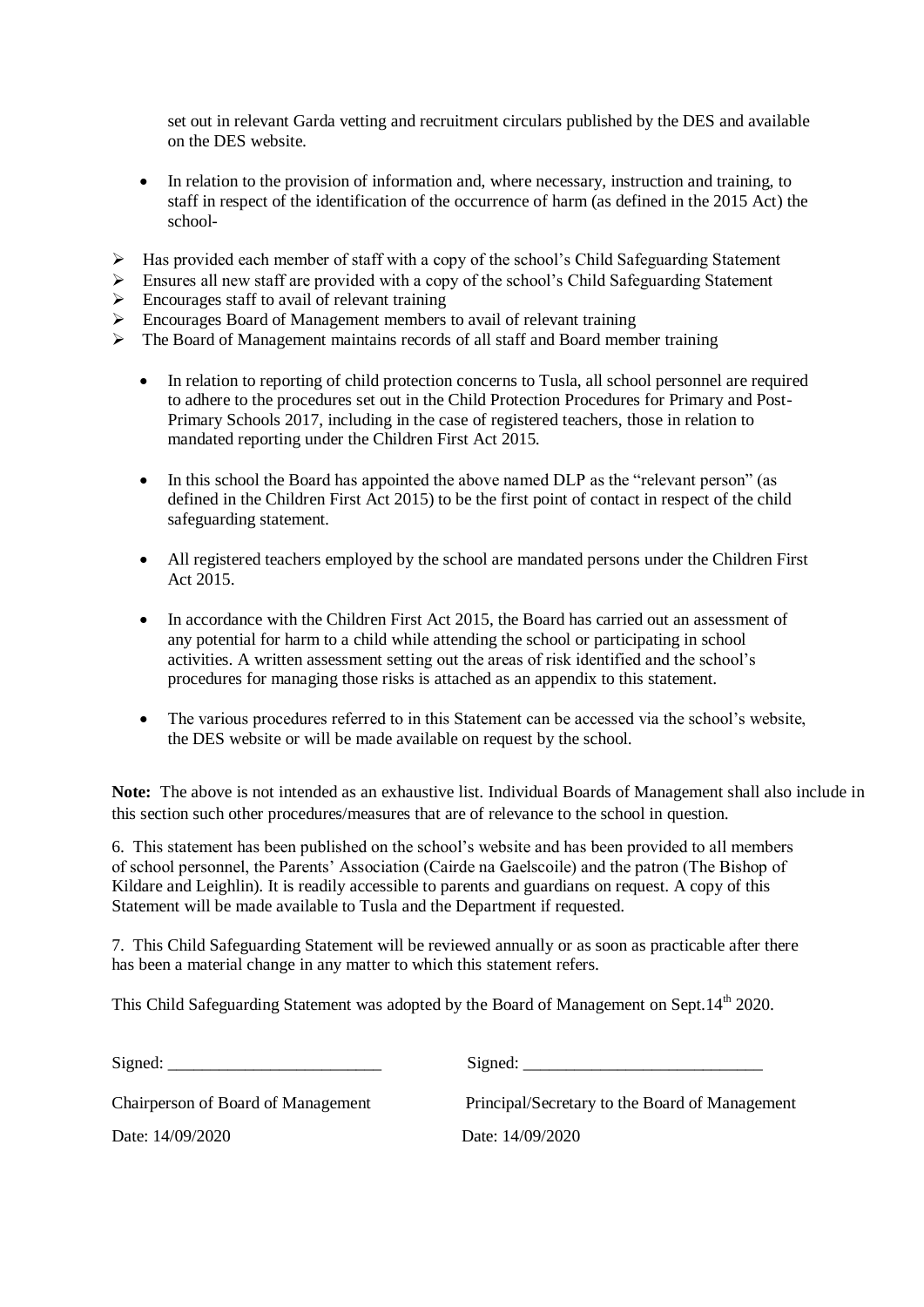set out in relevant Garda vetting and recruitment circulars published by the DES and available on the DES website.

- In relation to the provision of information and, where necessary, instruction and training, to staff in respect of the identification of the occurrence of harm (as defined in the 2015 Act) the school-

- Has provided each member of staff with a copy of the school's Child Safeguarding Statement
- Ensures all new staff are provided with a copy of the school's Child Safeguarding Statement
- Encourages staff to avail of relevant training
- Encourages Board of Management members to avail of relevant training
- The Board of Management maintains records of all staff and Board member training

- In relation to reporting of child protection concerns to Tusla, all school personnel are required to adhere to the procedures set out in the Child Protection Procedures for Primary and Post-Primary Schools 2017, including in the case of registered teachers, those in relation to mandated reporting under the Children First Act 2015.

- In this school the Board has appointed the above named DLP as the "relevant person" (as defined in the Children First Act 2015) to be the first point of contact in respect of the child safeguarding statement.

- All registered teachers employed by the school are mandated persons under the Children First Act 2015.

- In accordance with the Children First Act 2015, the Board has carried out an assessment of any potential for harm to a child while attending the school or participating in school activities. A written assessment setting out the areas of risk identified and the school's procedures for managing those risks is attached as an appendix to this statement.

- The various procedures referred to in this Statement can be accessed via the school's website, the DES website or will be made available on request by the school.

**Note:** The above is not intended as an exhaustive list. Individual Boards of Management shall also include in this section such other procedures/measures that are of relevance to the school in question.

6. This statement has been published on the school's website and has been provided to all members of school personnel, the Parents' Association (Cairde na Gaelscoile) and the patron (The Bishop of Kildare and Leighlin). It is readily accessible to parents and guardians on request. A copy of this Statement will be made available to Tusla and the Department if requested.

7. This Child Safeguarding Statement will be reviewed annually or as soon as practicable after there has been a material change in any matter to which this statement refers.

This Child Safeguarding Statement was adopted by the Board of Management on Sept.14th 2020.

Signed: ________________________

Chairperson of Board of Management

Date: 14/09/2020

Signed: ___________________________

Principal/Secretary to the Board of Management

Date: 14/09/2020